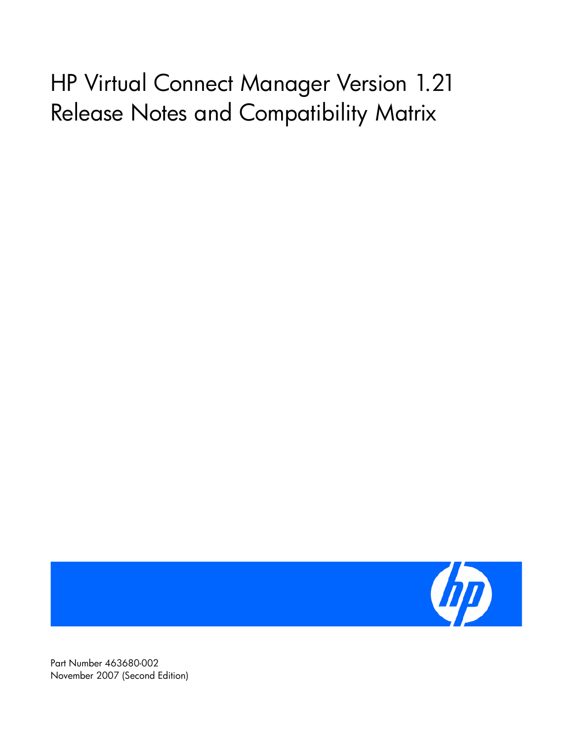# HP Virtual Connect Manager Version 1.21 Release Notes and Compatibility Matrix

Part Number 463680-002
November 2007 (Second Edition)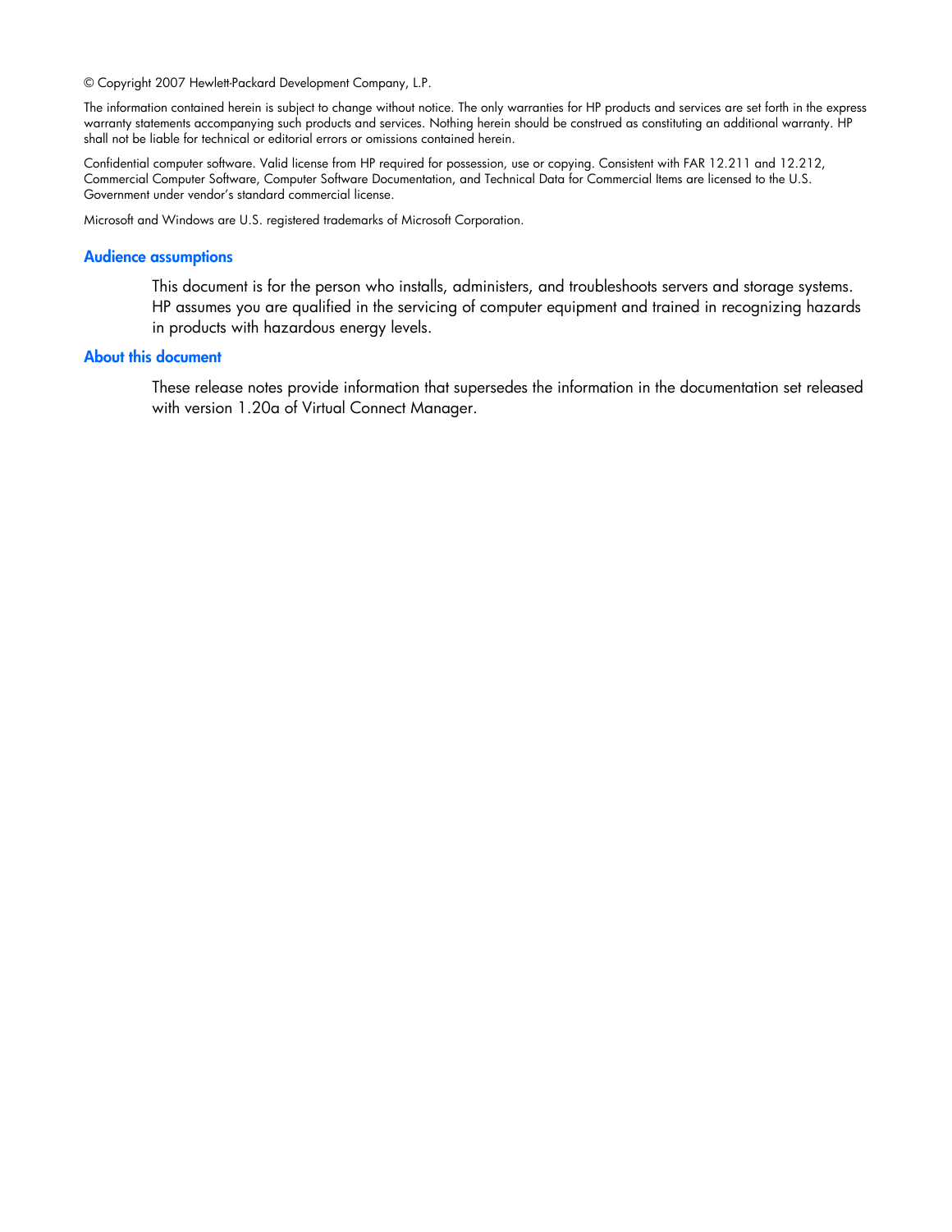© Copyright 2007 Hewlett-Packard Development Company, L.P.

The information contained herein is subject to change without notice. The only warranties for HP products and services are set forth in the express warranty statements accompanying such products and services. Nothing herein should be construed as constituting an additional warranty. HP shall not be liable for technical or editorial errors or omissions contained herein.

Confidential computer software. Valid license from HP required for possession, use or copying. Consistent with FAR 12.211 and 12.212, Commercial Computer Software, Computer Software Documentation, and Technical Data for Commercial Items are licensed to the U.S. Government under vendor's standard commercial license.

Microsoft and Windows are U.S. registered trademarks of Microsoft Corporation.

## Audience assumptions

This document is for the person who installs, administers, and troubleshoots servers and storage systems. HP assumes you are qualified in the servicing of computer equipment and trained in recognizing hazards in products with hazardous energy levels.

## About this document

These release notes provide information that supersedes the information in the documentation set released with version 1.20a of Virtual Connect Manager.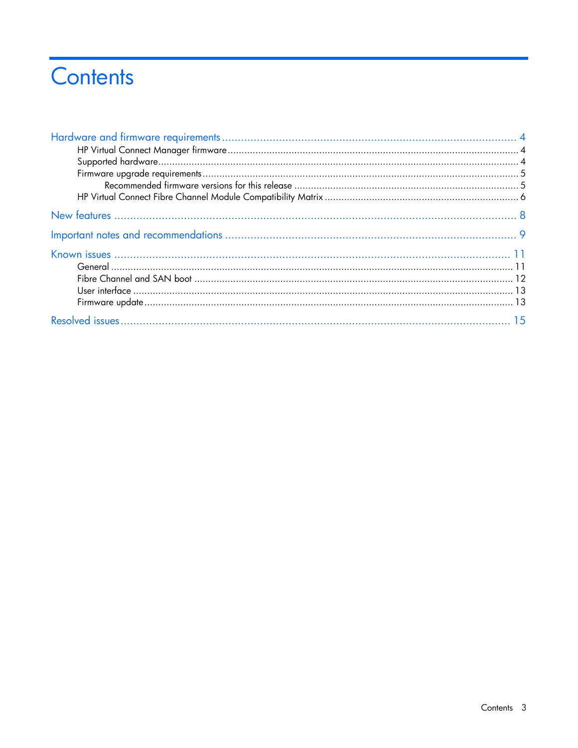# Contents

Hardware and firmware requirements ..... 4
- HP Virtual Connect Manager firmware ..... 4
- Supported hardware ..... 4
- Firmware upgrade requirements ..... 5
  - Recommended firmware versions for this release ..... 5
- HP Virtual Connect Fibre Channel Module Compatibility Matrix ..... 6

New features ..... 8

Important notes and recommendations ..... 9

Known issues ..... 11
- General ..... 11
- Fibre Channel and SAN boot ..... 12
- User interface ..... 13
- Firmware update ..... 13

Resolved issues ..... 15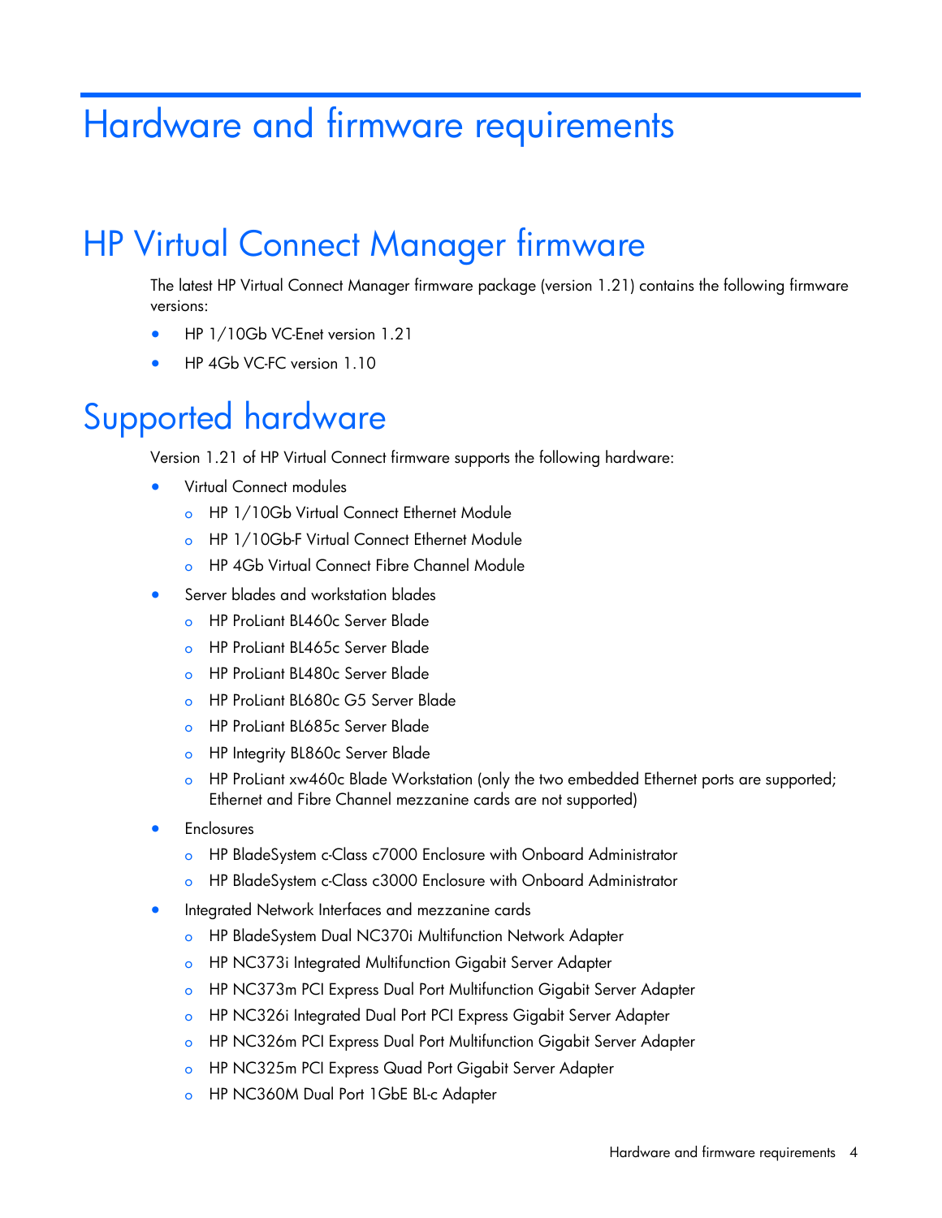# Hardware and firmware requirements

## HP Virtual Connect Manager firmware

The latest HP Virtual Connect Manager firmware package (version 1.21) contains the following firmware versions:

- HP 1/10Gb VC-Enet version 1.21
- HP 4Gb VC-FC version 1.10

## Supported hardware

Version 1.21 of HP Virtual Connect firmware supports the following hardware:

- Virtual Connect modules
  - HP 1/10Gb Virtual Connect Ethernet Module
  - HP 1/10Gb-F Virtual Connect Ethernet Module
  - HP 4Gb Virtual Connect Fibre Channel Module
- Server blades and workstation blades
  - HP ProLiant BL460c Server Blade
  - HP ProLiant BL465c Server Blade
  - HP ProLiant BL480c Server Blade
  - HP ProLiant BL680c G5 Server Blade
  - HP ProLiant BL685c Server Blade
  - HP Integrity BL860c Server Blade
  - HP ProLiant xw460c Blade Workstation (only the two embedded Ethernet ports are supported; Ethernet and Fibre Channel mezzanine cards are not supported)
- Enclosures
  - HP BladeSystem c-Class c7000 Enclosure with Onboard Administrator
  - HP BladeSystem c-Class c3000 Enclosure with Onboard Administrator
- Integrated Network Interfaces and mezzanine cards
  - HP BladeSystem Dual NC370i Multifunction Network Adapter
  - HP NC373i Integrated Multifunction Gigabit Server Adapter
  - HP NC373m PCI Express Dual Port Multifunction Gigabit Server Adapter
  - HP NC326i Integrated Dual Port PCI Express Gigabit Server Adapter
  - HP NC326m PCI Express Dual Port Multifunction Gigabit Server Adapter
  - HP NC325m PCI Express Quad Port Gigabit Server Adapter
  - HP NC360M Dual Port 1GbE BL-c Adapter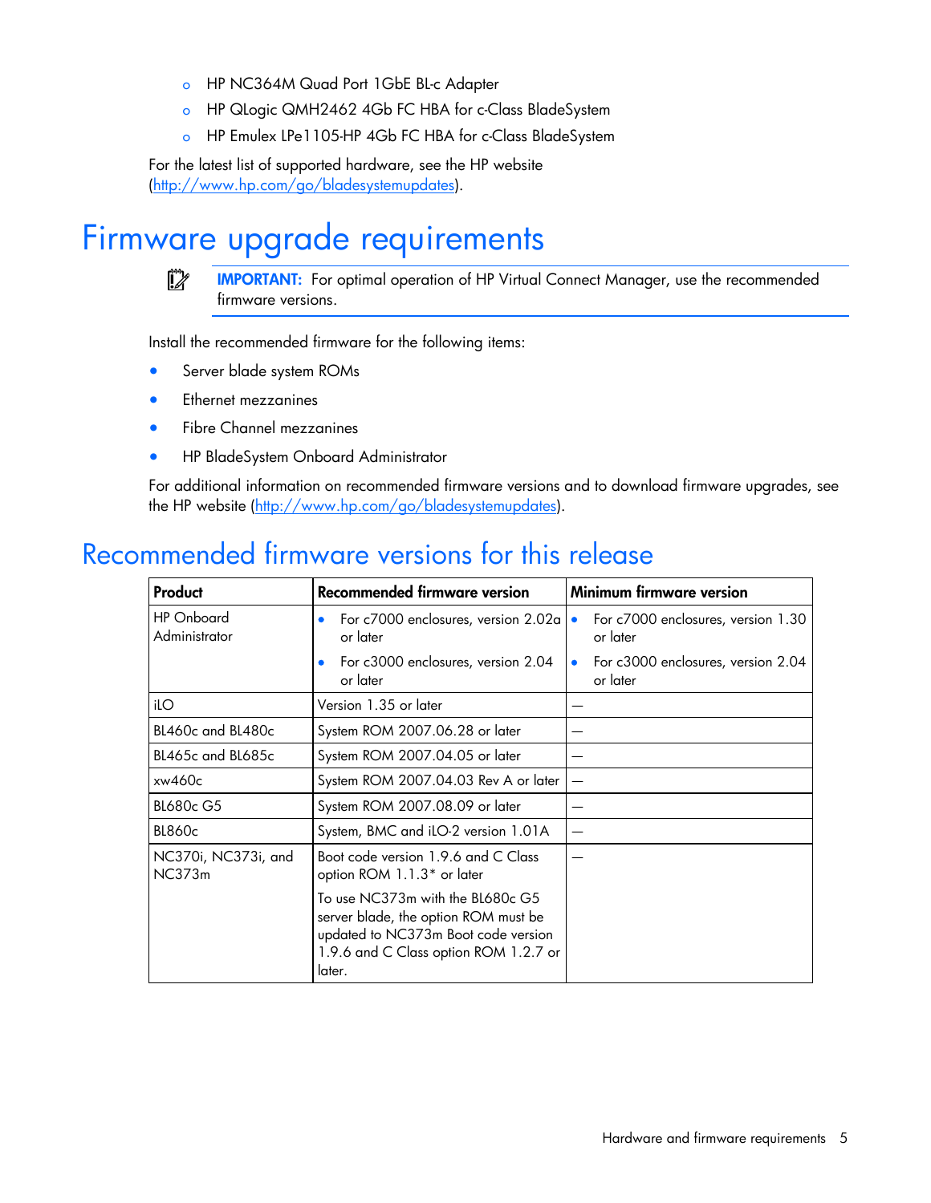- HP NC364M Quad Port 1GbE BL-c Adapter
- HP QLogic QMH2462 4Gb FC HBA for c-Class BladeSystem
- HP Emulex LPe1105-HP 4Gb FC HBA for c-Class BladeSystem

For the latest list of supported hardware, see the HP website (http://www.hp.com/go/bladesystemupdates).

# Firmware upgrade requirements

**IMPORTANT:** For optimal operation of HP Virtual Connect Manager, use the recommended firmware versions.

Install the recommended firmware for the following items:

- Server blade system ROMs
- Ethernet mezzanines
- Fibre Channel mezzanines
- HP BladeSystem Onboard Administrator

For additional information on recommended firmware versions and to download firmware upgrades, see the HP website (http://www.hp.com/go/bladesystemupdates).

## Recommended firmware versions for this release

| Product | Recommended firmware version | Minimum firmware version |
|---|---|---|
| HP Onboard Administrator | • For c7000 enclosures, version 2.02a or later<br>• For c3000 enclosures, version 2.04 or later | • For c7000 enclosures, version 1.30 or later<br>• For c3000 enclosures, version 2.04 or later |
| iLO | Version 1.35 or later | — |
| BL460c and BL480c | System ROM 2007.06.28 or later | — |
| BL465c and BL685c | System ROM 2007.04.05 or later | — |
| xw460c | System ROM 2007.04.03 Rev A or later | — |
| BL680c G5 | System ROM 2007.08.09 or later | — |
| BL860c | System, BMC and iLO-2 version 1.01A | — |
| NC370i, NC373i, and NC373m | Boot code version 1.9.6 and C Class option ROM 1.1.3* or later<br>To use NC373m with the BL680c G5 server blade, the option ROM must be updated to NC373m Boot code version 1.9.6 and C Class option ROM 1.2.7 or later. | — |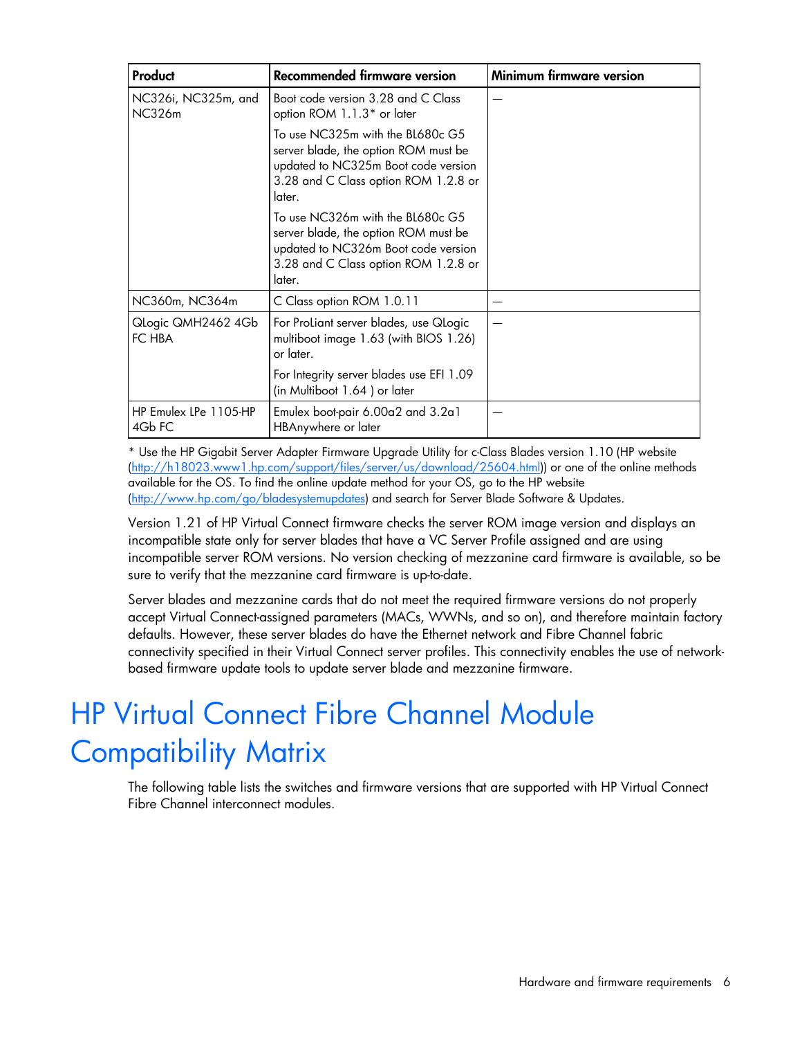| Product | Recommended firmware version | Minimum firmware version |
| --- | --- | --- |
| NC326i, NC325m, and NC326m | Boot code version 3.28 and C Class option ROM 1.1.3* or later<br><br>To use NC325m with the BL680c G5 server blade, the option ROM must be updated to NC325m Boot code version 3.28 and C Class option ROM 1.2.8 or later.<br><br>To use NC326m with the BL680c G5 server blade, the option ROM must be updated to NC326m Boot code version 3.28 and C Class option ROM 1.2.8 or later. | — |
| NC360m, NC364m | C Class option ROM 1.0.11 | — |
| QLogic QMH2462 4Gb FC HBA | For ProLiant server blades, use QLogic multiboot image 1.63 (with BIOS 1.26) or later.<br><br>For Integrity server blades use EFI 1.09 (in Multiboot 1.64 ) or later | — |
| HP Emulex LPe 1105-HP 4Gb FC | Emulex boot-pair 6.00a2 and 3.2a1 HBAnywhere or later | — |

* Use the HP Gigabit Server Adapter Firmware Upgrade Utility for c-Class Blades version 1.10 (HP website (http://h18023.www1.hp.com/support/files/server/us/download/25604.html)) or one of the online methods available for the OS. To find the online update method for your OS, go to the HP website (http://www.hp.com/go/bladesystemupdates) and search for Server Blade Software & Updates.

Version 1.21 of HP Virtual Connect firmware checks the server ROM image version and displays an incompatible state only for server blades that have a VC Server Profile assigned and are using incompatible server ROM versions. No version checking of mezzanine card firmware is available, so be sure to verify that the mezzanine card firmware is up-to-date.

Server blades and mezzanine cards that do not meet the required firmware versions do not properly accept Virtual Connect-assigned parameters (MACs, WWNs, and so on), and therefore maintain factory defaults. However, these server blades do have the Ethernet network and Fibre Channel fabric connectivity specified in their Virtual Connect server profiles. This connectivity enables the use of network-based firmware update tools to update server blade and mezzanine firmware.

# HP Virtual Connect Fibre Channel Module Compatibility Matrix

The following table lists the switches and firmware versions that are supported with HP Virtual Connect Fibre Channel interconnect modules.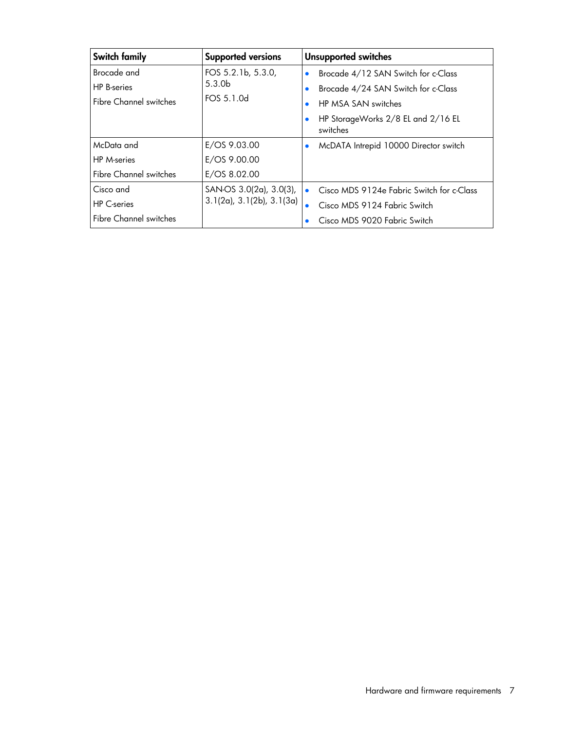| Switch family | Supported versions | Unsupported switches |
|---|---|---|
| Brocade and<br>HP B-series<br>Fibre Channel switches | FOS 5.2.1b, 5.3.0, 5.3.0b<br>FOS 5.1.0d | • Brocade 4/12 SAN Switch for c-Class<br>• Brocade 4/24 SAN Switch for c-Class<br>• HP MSA SAN switches<br>• HP StorageWorks 2/8 EL and 2/16 EL switches |
| McData and<br>HP M-series<br>Fibre Channel switches | E/OS 9.03.00<br>E/OS 9.00.00<br>E/OS 8.02.00 | • McDATA Intrepid 10000 Director switch |
| Cisco and<br>HP C-series<br>Fibre Channel switches | SAN-OS 3.0(2a), 3.0(3), 3.1(2a), 3.1(2b), 3.1(3a) | • Cisco MDS 9124e Fabric Switch for c-Class<br>• Cisco MDS 9124 Fabric Switch<br>• Cisco MDS 9020 Fabric Switch |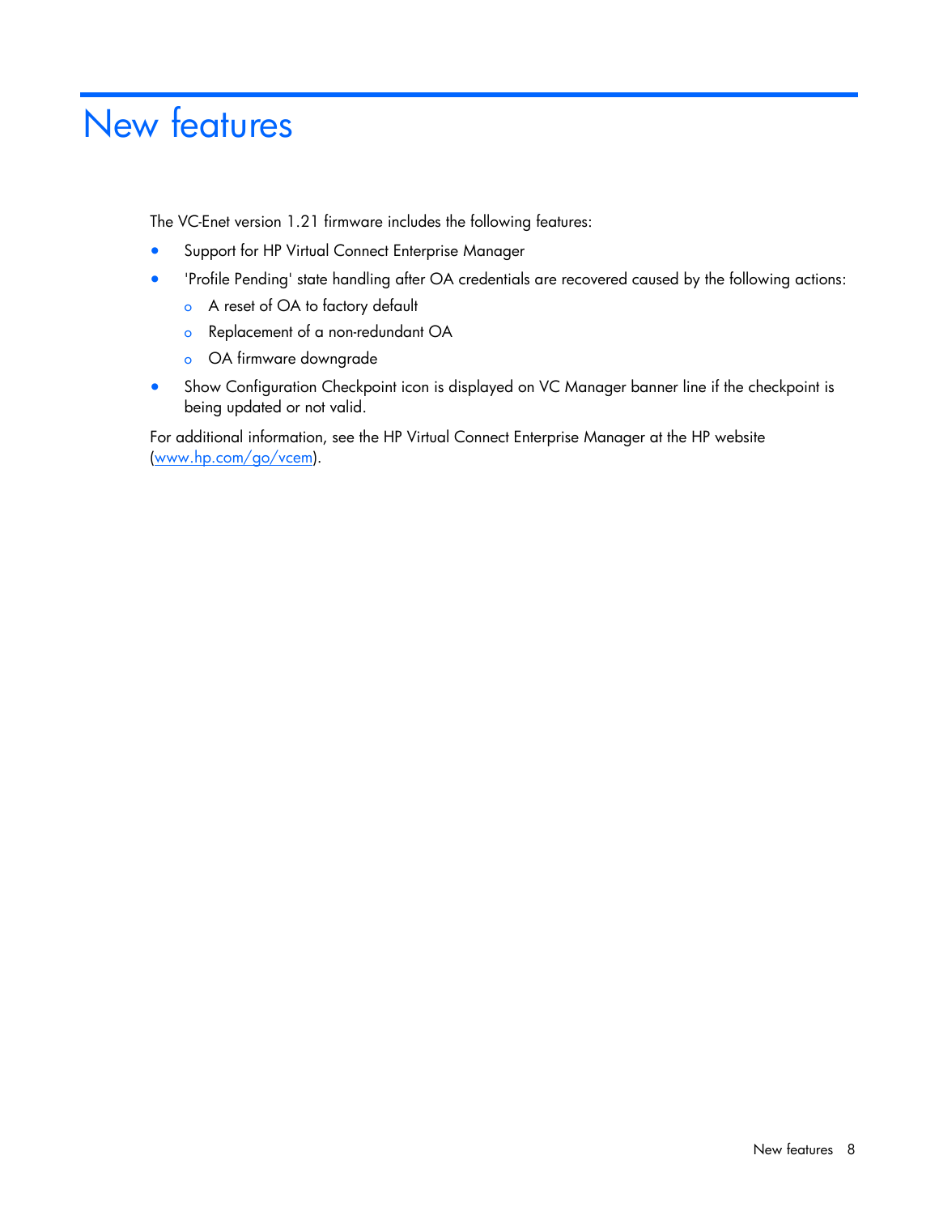# New features

The VC-Enet version 1.21 firmware includes the following features:

- Support for HP Virtual Connect Enterprise Manager
- 'Profile Pending' state handling after OA credentials are recovered caused by the following actions:
  - A reset of OA to factory default
  - Replacement of a non-redundant OA
  - OA firmware downgrade
- Show Configuration Checkpoint icon is displayed on VC Manager banner line if the checkpoint is being updated or not valid.

For additional information, see the HP Virtual Connect Enterprise Manager at the HP website (www.hp.com/go/vcem).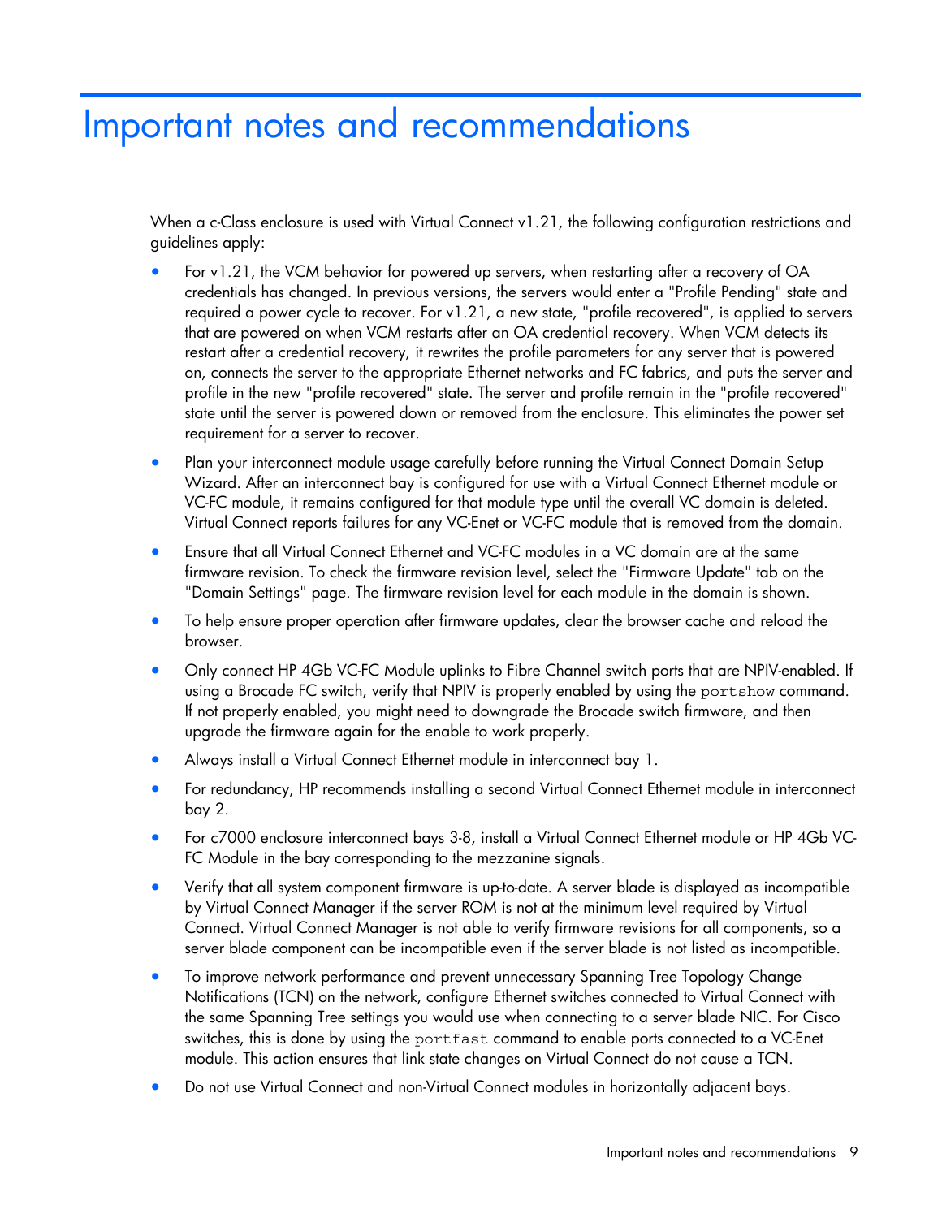# Important notes and recommendations

When a c-Class enclosure is used with Virtual Connect v1.21, the following configuration restrictions and guidelines apply:

- For v1.21, the VCM behavior for powered up servers, when restarting after a recovery of OA credentials has changed. In previous versions, the servers would enter a "Profile Pending" state and required a power cycle to recover. For v1.21, a new state, "profile recovered", is applied to servers that are powered on when VCM restarts after an OA credential recovery. When VCM detects its restart after a credential recovery, it rewrites the profile parameters for any server that is powered on, connects the server to the appropriate Ethernet networks and FC fabrics, and puts the server and profile in the new "profile recovered" state. The server and profile remain in the "profile recovered" state until the server is powered down or removed from the enclosure. This eliminates the power set requirement for a server to recover.
- Plan your interconnect module usage carefully before running the Virtual Connect Domain Setup Wizard. After an interconnect bay is configured for use with a Virtual Connect Ethernet module or VC-FC module, it remains configured for that module type until the overall VC domain is deleted. Virtual Connect reports failures for any VC-Enet or VC-FC module that is removed from the domain.
- Ensure that all Virtual Connect Ethernet and VC-FC modules in a VC domain are at the same firmware revision. To check the firmware revision level, select the "Firmware Update" tab on the "Domain Settings" page. The firmware revision level for each module in the domain is shown.
- To help ensure proper operation after firmware updates, clear the browser cache and reload the browser.
- Only connect HP 4Gb VC-FC Module uplinks to Fibre Channel switch ports that are NPIV-enabled. If using a Brocade FC switch, verify that NPIV is properly enabled by using the `portshow` command. If not properly enabled, you might need to downgrade the Brocade switch firmware, and then upgrade the firmware again for the enable to work properly.
- Always install a Virtual Connect Ethernet module in interconnect bay 1.
- For redundancy, HP recommends installing a second Virtual Connect Ethernet module in interconnect bay 2.
- For c7000 enclosure interconnect bays 3-8, install a Virtual Connect Ethernet module or HP 4Gb VC-FC Module in the bay corresponding to the mezzanine signals.
- Verify that all system component firmware is up-to-date. A server blade is displayed as incompatible by Virtual Connect Manager if the server ROM is not at the minimum level required by Virtual Connect. Virtual Connect Manager is not able to verify firmware revisions for all components, so a server blade component can be incompatible even if the server blade is not listed as incompatible.
- To improve network performance and prevent unnecessary Spanning Tree Topology Change Notifications (TCN) on the network, configure Ethernet switches connected to Virtual Connect with the same Spanning Tree settings you would use when connecting to a server blade NIC. For Cisco switches, this is done by using the `portfast` command to enable ports connected to a VC-Enet module. This action ensures that link state changes on Virtual Connect do not cause a TCN.
- Do not use Virtual Connect and non-Virtual Connect modules in horizontally adjacent bays.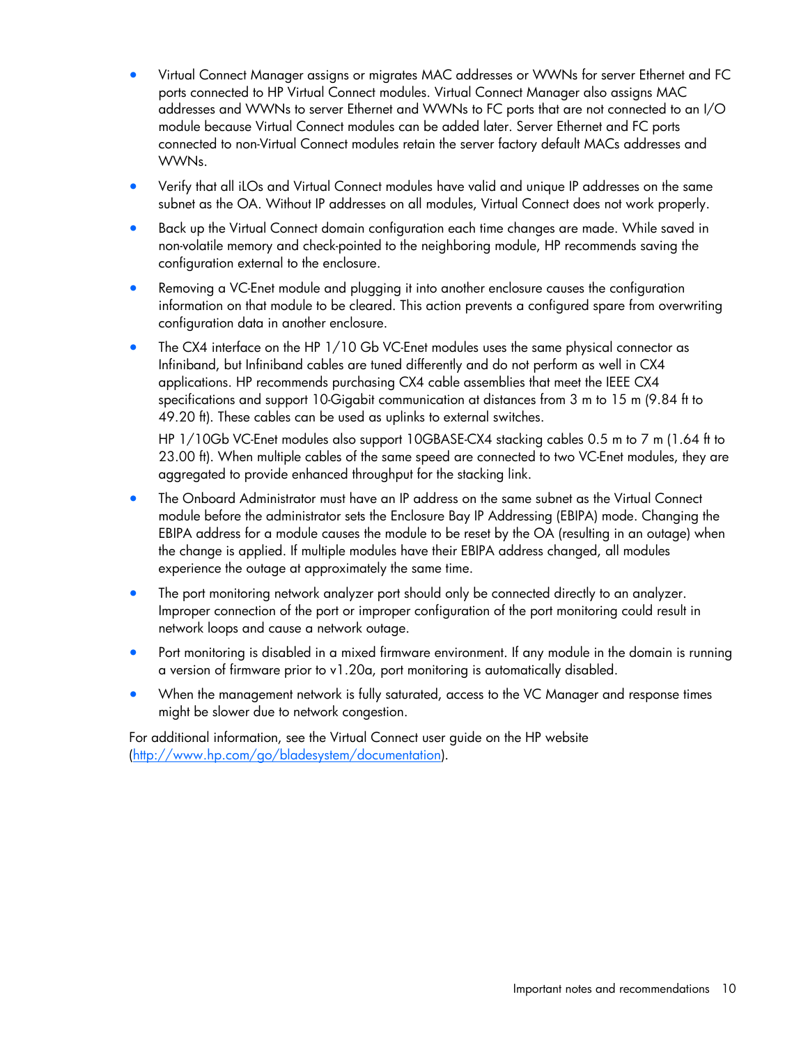- Virtual Connect Manager assigns or migrates MAC addresses or WWNs for server Ethernet and FC ports connected to HP Virtual Connect modules. Virtual Connect Manager also assigns MAC addresses and WWNs to server Ethernet and WWNs to FC ports that are not connected to an I/O module because Virtual Connect modules can be added later. Server Ethernet and FC ports connected to non-Virtual Connect modules retain the server factory default MACs addresses and WWNs.
- Verify that all iLOs and Virtual Connect modules have valid and unique IP addresses on the same subnet as the OA. Without IP addresses on all modules, Virtual Connect does not work properly.
- Back up the Virtual Connect domain configuration each time changes are made. While saved in non-volatile memory and check-pointed to the neighboring module, HP recommends saving the configuration external to the enclosure.
- Removing a VC-Enet module and plugging it into another enclosure causes the configuration information on that module to be cleared. This action prevents a configured spare from overwriting configuration data in another enclosure.
- The CX4 interface on the HP 1/10 Gb VC-Enet modules uses the same physical connector as Infiniband, but Infiniband cables are tuned differently and do not perform as well in CX4 applications. HP recommends purchasing CX4 cable assemblies that meet the IEEE CX4 specifications and support 10-Gigabit communication at distances from 3 m to 15 m (9.84 ft to 49.20 ft). These cables can be used as uplinks to external switches.

  HP 1/10Gb VC-Enet modules also support 10GBASE-CX4 stacking cables 0.5 m to 7 m (1.64 ft to 23.00 ft). When multiple cables of the same speed are connected to two VC-Enet modules, they are aggregated to provide enhanced throughput for the stacking link.
- The Onboard Administrator must have an IP address on the same subnet as the Virtual Connect module before the administrator sets the Enclosure Bay IP Addressing (EBIPA) mode. Changing the EBIPA address for a module causes the module to be reset by the OA (resulting in an outage) when the change is applied. If multiple modules have their EBIPA address changed, all modules experience the outage at approximately the same time.
- The port monitoring network analyzer port should only be connected directly to an analyzer. Improper connection of the port or improper configuration of the port monitoring could result in network loops and cause a network outage.
- Port monitoring is disabled in a mixed firmware environment. If any module in the domain is running a version of firmware prior to v1.20a, port monitoring is automatically disabled.
- When the management network is fully saturated, access to the VC Manager and response times might be slower due to network congestion.

For additional information, see the Virtual Connect user guide on the HP website (http://www.hp.com/go/bladesystem/documentation).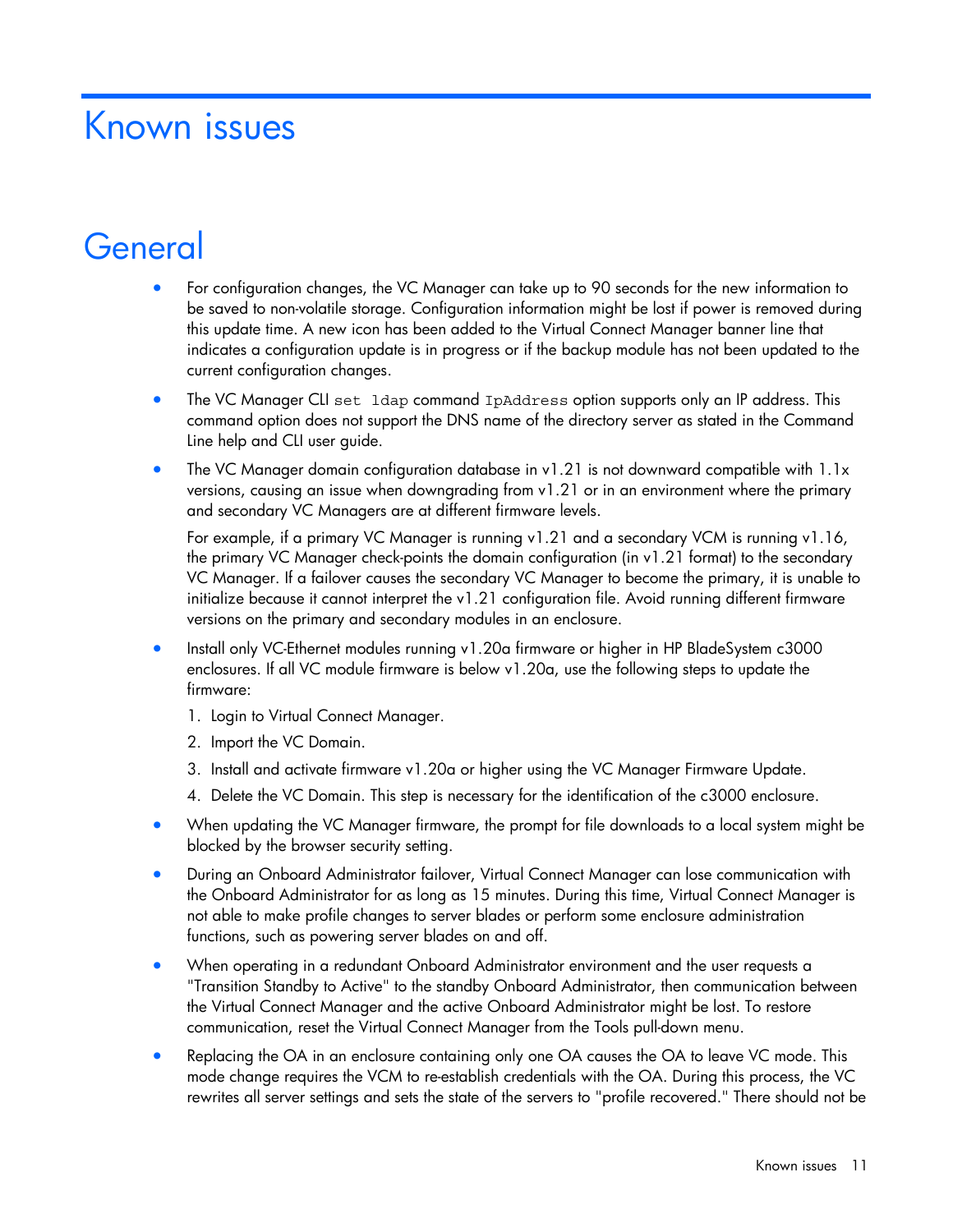# Known issues

## General

- For configuration changes, the VC Manager can take up to 90 seconds for the new information to be saved to non-volatile storage. Configuration information might be lost if power is removed during this update time. A new icon has been added to the Virtual Connect Manager banner line that indicates a configuration update is in progress or if the backup module has not been updated to the current configuration changes.
- The VC Manager CLI `set ldap` command `IpAddress` option supports only an IP address. This command option does not support the DNS name of the directory server as stated in the Command Line help and CLI user guide.
- The VC Manager domain configuration database in v1.21 is not downward compatible with 1.1x versions, causing an issue when downgrading from v1.21 or in an environment where the primary and secondary VC Managers are at different firmware levels.

  For example, if a primary VC Manager is running v1.21 and a secondary VCM is running v1.16, the primary VC Manager check-points the domain configuration (in v1.21 format) to the secondary VC Manager. If a failover causes the secondary VC Manager to become the primary, it is unable to initialize because it cannot interpret the v1.21 configuration file. Avoid running different firmware versions on the primary and secondary modules in an enclosure.
- Install only VC-Ethernet modules running v1.20a firmware or higher in HP BladeSystem c3000 enclosures. If all VC module firmware is below v1.20a, use the following steps to update the firmware:
  1. Login to Virtual Connect Manager.
  2. Import the VC Domain.
  3. Install and activate firmware v1.20a or higher using the VC Manager Firmware Update.
  4. Delete the VC Domain. This step is necessary for the identification of the c3000 enclosure.
- When updating the VC Manager firmware, the prompt for file downloads to a local system might be blocked by the browser security setting.
- During an Onboard Administrator failover, Virtual Connect Manager can lose communication with the Onboard Administrator for as long as 15 minutes. During this time, Virtual Connect Manager is not able to make profile changes to server blades or perform some enclosure administration functions, such as powering server blades on and off.
- When operating in a redundant Onboard Administrator environment and the user requests a "Transition Standby to Active" to the standby Onboard Administrator, then communication between the Virtual Connect Manager and the active Onboard Administrator might be lost. To restore communication, reset the Virtual Connect Manager from the Tools pull-down menu.
- Replacing the OA in an enclosure containing only one OA causes the OA to leave VC mode. This mode change requires the VCM to re-establish credentials with the OA. During this process, the VC rewrites all server settings and sets the state of the servers to "profile recovered." There should not be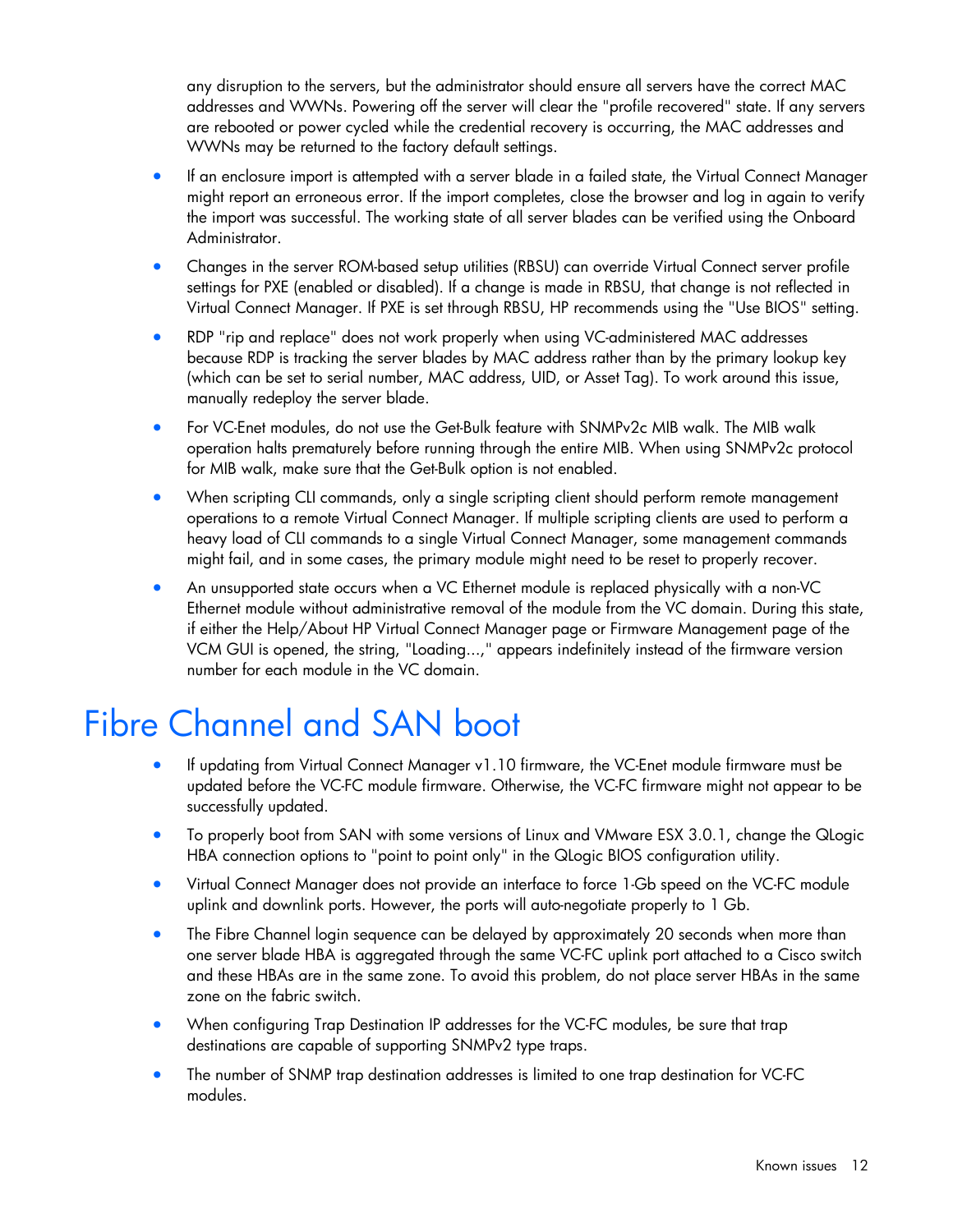any disruption to the servers, but the administrator should ensure all servers have the correct MAC addresses and WWNs. Powering off the server will clear the "profile recovered" state. If any servers are rebooted or power cycled while the credential recovery is occurring, the MAC addresses and WWNs may be returned to the factory default settings.

- If an enclosure import is attempted with a server blade in a failed state, the Virtual Connect Manager might report an erroneous error. If the import completes, close the browser and log in again to verify the import was successful. The working state of all server blades can be verified using the Onboard Administrator.
- Changes in the server ROM-based setup utilities (RBSU) can override Virtual Connect server profile settings for PXE (enabled or disabled). If a change is made in RBSU, that change is not reflected in Virtual Connect Manager. If PXE is set through RBSU, HP recommends using the "Use BIOS" setting.
- RDP "rip and replace" does not work properly when using VC-administered MAC addresses because RDP is tracking the server blades by MAC address rather than by the primary lookup key (which can be set to serial number, MAC address, UID, or Asset Tag). To work around this issue, manually redeploy the server blade.
- For VC-Enet modules, do not use the Get-Bulk feature with SNMPv2c MIB walk. The MIB walk operation halts prematurely before running through the entire MIB. When using SNMPv2c protocol for MIB walk, make sure that the Get-Bulk option is not enabled.
- When scripting CLI commands, only a single scripting client should perform remote management operations to a remote Virtual Connect Manager. If multiple scripting clients are used to perform a heavy load of CLI commands to a single Virtual Connect Manager, some management commands might fail, and in some cases, the primary module might need to be reset to properly recover.
- An unsupported state occurs when a VC Ethernet module is replaced physically with a non-VC Ethernet module without administrative removal of the module from the VC domain. During this state, if either the Help/About HP Virtual Connect Manager page or Firmware Management page of the VCM GUI is opened, the string, "Loading...," appears indefinitely instead of the firmware version number for each module in the VC domain.

# Fibre Channel and SAN boot

- If updating from Virtual Connect Manager v1.10 firmware, the VC-Enet module firmware must be updated before the VC-FC module firmware. Otherwise, the VC-FC firmware might not appear to be successfully updated.
- To properly boot from SAN with some versions of Linux and VMware ESX 3.0.1, change the QLogic HBA connection options to "point to point only" in the QLogic BIOS configuration utility.
- Virtual Connect Manager does not provide an interface to force 1-Gb speed on the VC-FC module uplink and downlink ports. However, the ports will auto-negotiate properly to 1 Gb.
- The Fibre Channel login sequence can be delayed by approximately 20 seconds when more than one server blade HBA is aggregated through the same VC-FC uplink port attached to a Cisco switch and these HBAs are in the same zone. To avoid this problem, do not place server HBAs in the same zone on the fabric switch.
- When configuring Trap Destination IP addresses for the VC-FC modules, be sure that trap destinations are capable of supporting SNMPv2 type traps.
- The number of SNMP trap destination addresses is limited to one trap destination for VC-FC modules.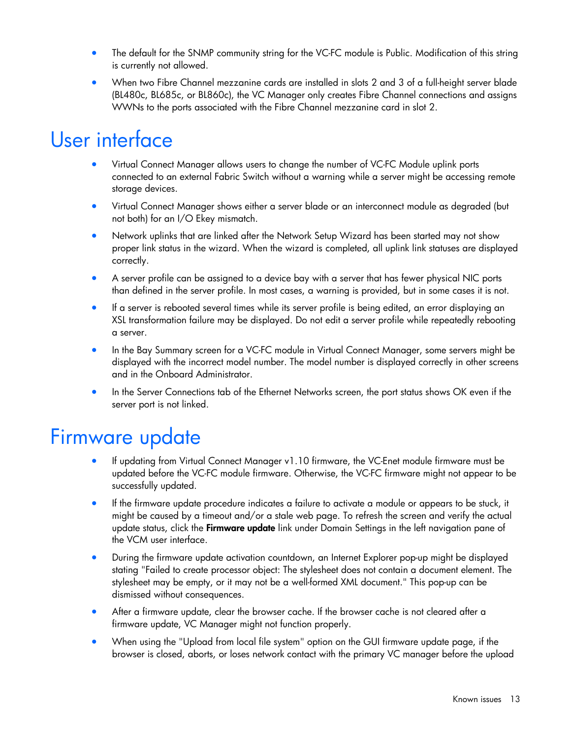- The default for the SNMP community string for the VC-FC module is Public. Modification of this string is currently not allowed.
- When two Fibre Channel mezzanine cards are installed in slots 2 and 3 of a full-height server blade (BL480c, BL685c, or BL860c), the VC Manager only creates Fibre Channel connections and assigns WWNs to the ports associated with the Fibre Channel mezzanine card in slot 2.

# User interface

- Virtual Connect Manager allows users to change the number of VC-FC Module uplink ports connected to an external Fabric Switch without a warning while a server might be accessing remote storage devices.
- Virtual Connect Manager shows either a server blade or an interconnect module as degraded (but not both) for an I/O Ekey mismatch.
- Network uplinks that are linked after the Network Setup Wizard has been started may not show proper link status in the wizard. When the wizard is completed, all uplink link statuses are displayed correctly.
- A server profile can be assigned to a device bay with a server that has fewer physical NIC ports than defined in the server profile. In most cases, a warning is provided, but in some cases it is not.
- If a server is rebooted several times while its server profile is being edited, an error displaying an XSL transformation failure may be displayed. Do not edit a server profile while repeatedly rebooting a server.
- In the Bay Summary screen for a VC-FC module in Virtual Connect Manager, some servers might be displayed with the incorrect model number. The model number is displayed correctly in other screens and in the Onboard Administrator.
- In the Server Connections tab of the Ethernet Networks screen, the port status shows OK even if the server port is not linked.

# Firmware update

- If updating from Virtual Connect Manager v1.10 firmware, the VC-Enet module firmware must be updated before the VC-FC module firmware. Otherwise, the VC-FC firmware might not appear to be successfully updated.
- If the firmware update procedure indicates a failure to activate a module or appears to be stuck, it might be caused by a timeout and/or a stale web page. To refresh the screen and verify the actual update status, click the **Firmware update** link under Domain Settings in the left navigation pane of the VCM user interface.
- During the firmware update activation countdown, an Internet Explorer pop-up might be displayed stating "Failed to create processor object: The stylesheet does not contain a document element. The stylesheet may be empty, or it may not be a well-formed XML document." This pop-up can be dismissed without consequences.
- After a firmware update, clear the browser cache. If the browser cache is not cleared after a firmware update, VC Manager might not function properly.
- When using the "Upload from local file system" option on the GUI firmware update page, if the browser is closed, aborts, or loses network contact with the primary VC manager before the upload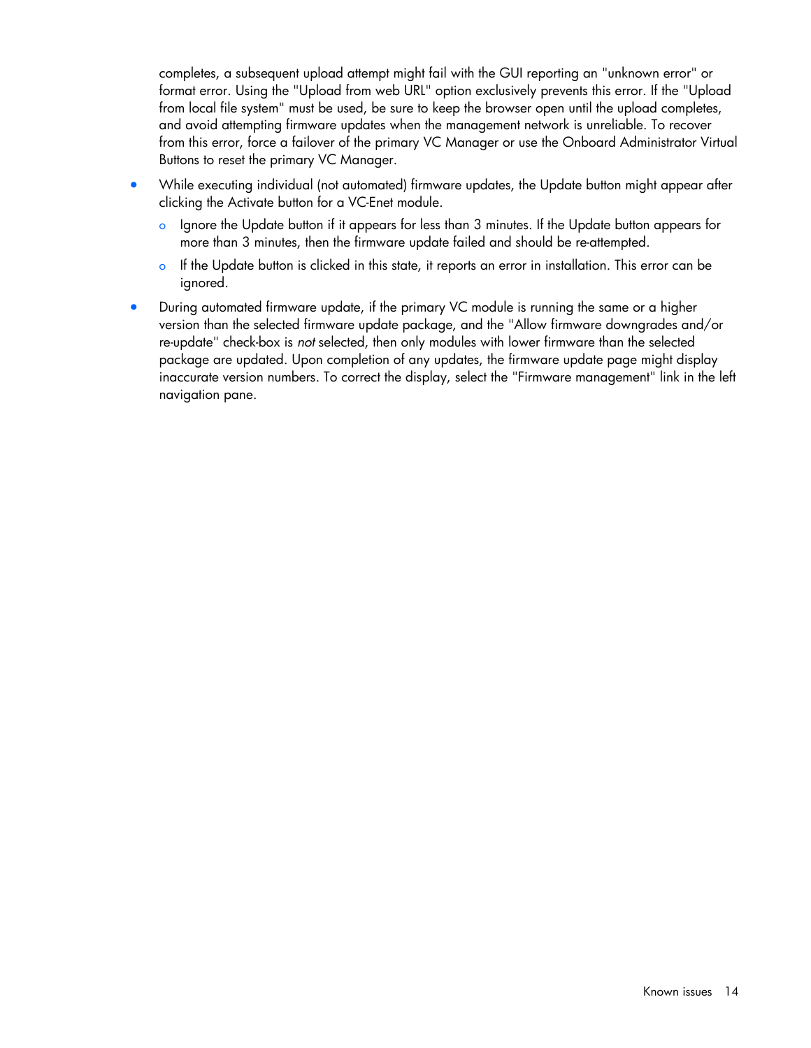completes, a subsequent upload attempt might fail with the GUI reporting an "unknown error" or format error. Using the "Upload from web URL" option exclusively prevents this error. If the "Upload from local file system" must be used, be sure to keep the browser open until the upload completes, and avoid attempting firmware updates when the management network is unreliable. To recover from this error, force a failover of the primary VC Manager or use the Onboard Administrator Virtual Buttons to reset the primary VC Manager.

- While executing individual (not automated) firmware updates, the Update button might appear after clicking the Activate button for a VC-Enet module.
  - Ignore the Update button if it appears for less than 3 minutes. If the Update button appears for more than 3 minutes, then the firmware update failed and should be re-attempted.
  - If the Update button is clicked in this state, it reports an error in installation. This error can be ignored.
- During automated firmware update, if the primary VC module is running the same or a higher version than the selected firmware update package, and the "Allow firmware downgrades and/or re-update" check-box is *not* selected, then only modules with lower firmware than the selected package are updated. Upon completion of any updates, the firmware update page might display inaccurate version numbers. To correct the display, select the "Firmware management" link in the left navigation pane.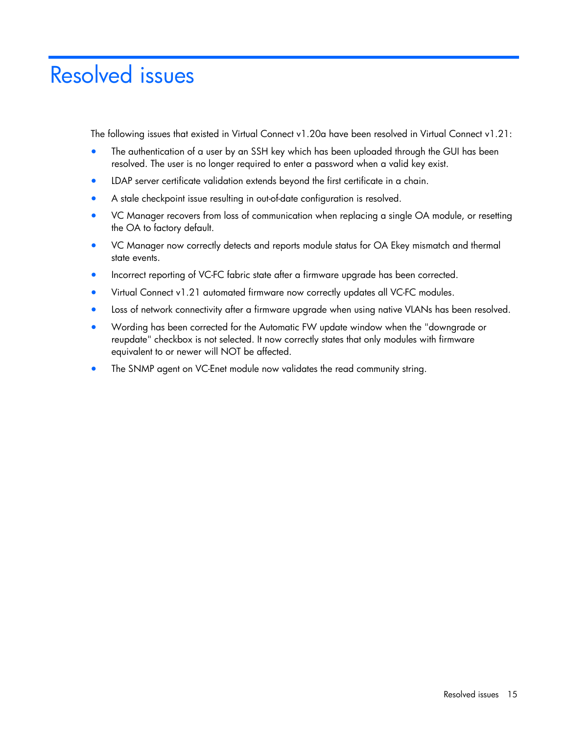# Resolved issues

The following issues that existed in Virtual Connect v1.20a have been resolved in Virtual Connect v1.21:

- The authentication of a user by an SSH key which has been uploaded through the GUI has been resolved. The user is no longer required to enter a password when a valid key exist.
- LDAP server certificate validation extends beyond the first certificate in a chain.
- A stale checkpoint issue resulting in out-of-date configuration is resolved.
- VC Manager recovers from loss of communication when replacing a single OA module, or resetting the OA to factory default.
- VC Manager now correctly detects and reports module status for OA Ekey mismatch and thermal state events.
- Incorrect reporting of VC-FC fabric state after a firmware upgrade has been corrected.
- Virtual Connect v1.21 automated firmware now correctly updates all VC-FC modules.
- Loss of network connectivity after a firmware upgrade when using native VLANs has been resolved.
- Wording has been corrected for the Automatic FW update window when the "downgrade or reupdate" checkbox is not selected. It now correctly states that only modules with firmware equivalent to or newer will NOT be affected.
- The SNMP agent on VC-Enet module now validates the read community string.